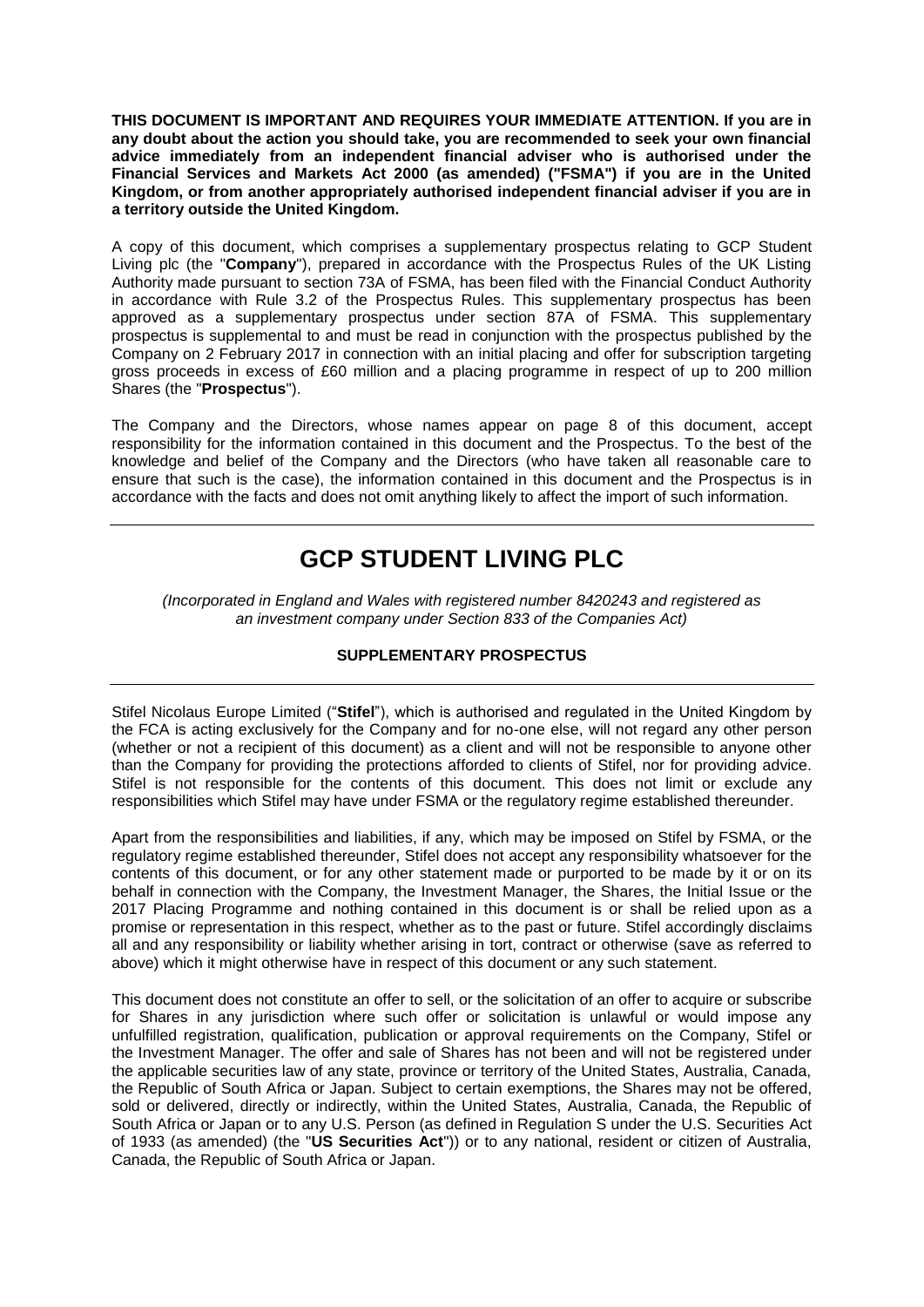**THIS DOCUMENT IS IMPORTANT AND REQUIRES YOUR IMMEDIATE ATTENTION. If you are in any doubt about the action you should take, you are recommended to seek your own financial advice immediately from an independent financial adviser who is authorised under the Financial Services and Markets Act 2000 (as amended) ("FSMA") if you are in the United Kingdom, or from another appropriately authorised independent financial adviser if you are in a territory outside the United Kingdom.**

A copy of this document, which comprises a supplementary prospectus relating to GCP Student Living plc (the "**Company**"), prepared in accordance with the Prospectus Rules of the UK Listing Authority made pursuant to section 73A of FSMA, has been filed with the Financial Conduct Authority in accordance with Rule 3.2 of the Prospectus Rules. This supplementary prospectus has been approved as a supplementary prospectus under section 87A of FSMA. This supplementary prospectus is supplemental to and must be read in conjunction with the prospectus published by the Company on 2 February 2017 in connection with an initial placing and offer for subscription targeting gross proceeds in excess of £60 million and a placing programme in respect of up to 200 million Shares (the "**Prospectus**").

The Company and the Directors, whose names appear on page 8 of this document, accept responsibility for the information contained in this document and the Prospectus. To the best of the knowledge and belief of the Company and the Directors (who have taken all reasonable care to ensure that such is the case), the information contained in this document and the Prospectus is in accordance with the facts and does not omit anything likely to affect the import of such information.

# GCP STUDENT LIVING PLC

*(Incorporated in England and Wales with registered number 8420243 and registered as an investment company under Section 833 of the Companies Act)*

**SUPPLEMENTARY PROSPECTUS**

Stifel Nicolaus Europe Limited ("**Stifel**"), which is authorised and regulated in the United Kingdom by the FCA is acting exclusively for the Company and for no-one else, will not regard any other person (whether or not a recipient of this document) as a client and will not be responsible to anyone other than the Company for providing the protections afforded to clients of Stifel, nor for providing advice. Stifel is not responsible for the contents of this document. This does not limit or exclude any responsibilities which Stifel may have under FSMA or the regulatory regime established thereunder.

Apart from the responsibilities and liabilities, if any, which may be imposed on Stifel by FSMA, or the regulatory regime established thereunder, Stifel does not accept any responsibility whatsoever for the contents of this document, or for any other statement made or purported to be made by it or on its behalf in connection with the Company, the Investment Manager, the Shares, the Initial Issue or the 2017 Placing Programme and nothing contained in this document is or shall be relied upon as a promise or representation in this respect, whether as to the past or future. Stifel accordingly disclaims all and any responsibility or liability whether arising in tort, contract or otherwise (save as referred to above) which it might otherwise have in respect of this document or any such statement.

This document does not constitute an offer to sell, or the solicitation of an offer to acquire or subscribe for Shares in any jurisdiction where such offer or solicitation is unlawful or would impose any unfulfilled registration, qualification, publication or approval requirements on the Company, Stifel or the Investment Manager. The offer and sale of Shares has not been and will not be registered under the applicable securities law of any state, province or territory of the United States, Australia, Canada, the Republic of South Africa or Japan. Subject to certain exemptions, the Shares may not be offered, sold or delivered, directly or indirectly, within the United States, Australia, Canada, the Republic of South Africa or Japan or to any U.S. Person (as defined in Regulation S under the U.S. Securities Act of 1933 (as amended) (the "**US Securities Act**")) or to any national, resident or citizen of Australia, Canada, the Republic of South Africa or Japan.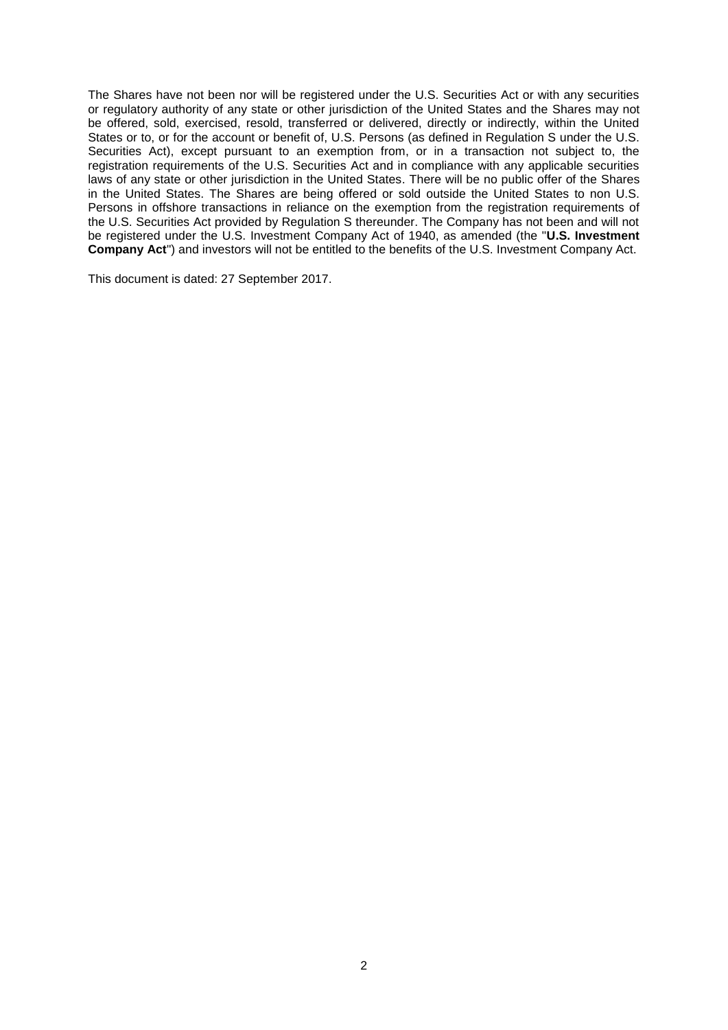The Shares have not been nor will be registered under the U.S. Securities Act or with any securities or regulatory authority of any state or other jurisdiction of the United States and the Shares may not be offered, sold, exercised, resold, transferred or delivered, directly or indirectly, within the United States or to, or for the account or benefit of, U.S. Persons (as defined in Regulation S under the U.S. Securities Act), except pursuant to an exemption from, or in a transaction not subject to, the registration requirements of the U.S. Securities Act and in compliance with any applicable securities laws of any state or other jurisdiction in the United States. There will be no public offer of the Shares in the United States. The Shares are being offered or sold outside the United States to non U.S. Persons in offshore transactions in reliance on the exemption from the registration requirements of the U.S. Securities Act provided by Regulation S thereunder. The Company has not been and will not be registered under the U.S. Investment Company Act of 1940, as amended (the "**U.S. Investment Company Act**") and investors will not be entitled to the benefits of the U.S. Investment Company Act.

This document is dated: 27 September 2017.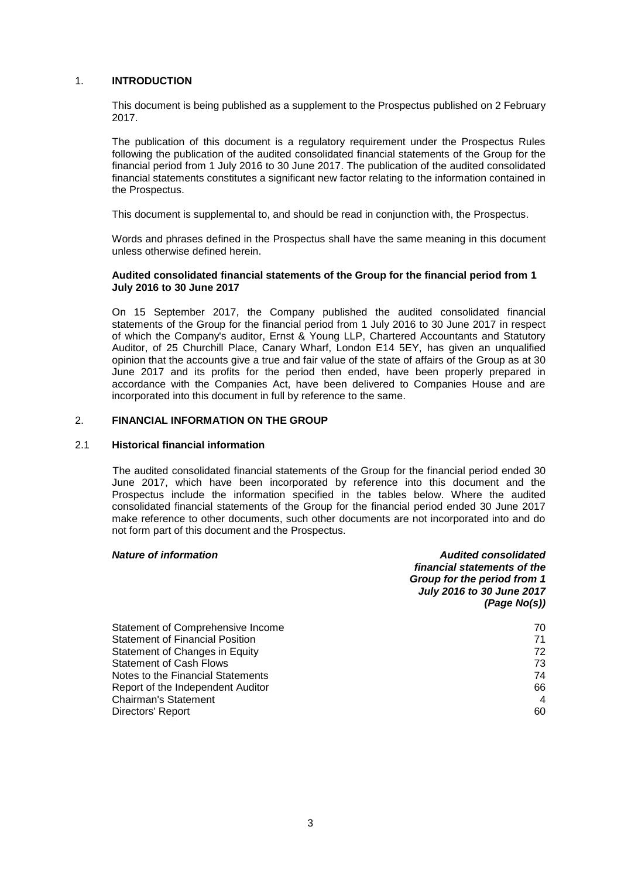## 1. INTRODUCTION

This document is being published as a supplement to the Prospectus published on 2 February 2017.

The publication of this document is a regulatory requirement under the Prospectus Rules following the publication of the audited consolidated financial statements of the Group for the financial period from 1 July 2016 to 30 June 2017. The publication of the audited consolidated financial statements constitutes a significant new factor relating to the information contained in the Prospectus.

This document is supplemental to, and should be read in conjunction with, the Prospectus.

Words and phrases defined in the Prospectus shall have the same meaning in this document unless otherwise defined herein.

**Audited consolidated financial statements of the Group for the financial period from 1 July 2016 to 30 June 2017**

On 15 September 2017, the Company published the audited consolidated financial statements of the Group for the financial period from 1 July 2016 to 30 June 2017 in respect of which the Company's auditor, Ernst & Young LLP, Chartered Accountants and Statutory Auditor, of 25 Churchill Place, Canary Wharf, London E14 5EY, has given an unqualified opinion that the accounts give a true and fair value of the state of affairs of the Group as at 30 June 2017 and its profits for the period then ended, have been properly prepared in accordance with the Companies Act, have been delivered to Companies House and are incorporated into this document in full by reference to the same.

## 2. FINANCIAL INFORMATION ON THE GROUP

### 2.1 Historical financial information

The audited consolidated financial statements of the Group for the financial period ended 30 June 2017, which have been incorporated by reference into this document and the Prospectus include the information specified in the tables below. Where the audited consolidated financial statements of the Group for the financial period ended 30 June 2017 make reference to other documents, such other documents are not incorporated into and do not form part of this document and the Prospectus.

| ***Nature of information*** | ***Audited consolidated financial statements of the Group for the period from 1 July 2016 to 30 June 2017 (Page No(s))*** |
|---|---|
| Statement of Comprehensive Income | 70 |
| Statement of Financial Position | 71 |
| Statement of Changes in Equity | 72 |
| Statement of Cash Flows | 73 |
| Notes to the Financial Statements | 74 |
| Report of the Independent Auditor | 66 |
| Chairman's Statement | 4 |
| Directors' Report | 60 |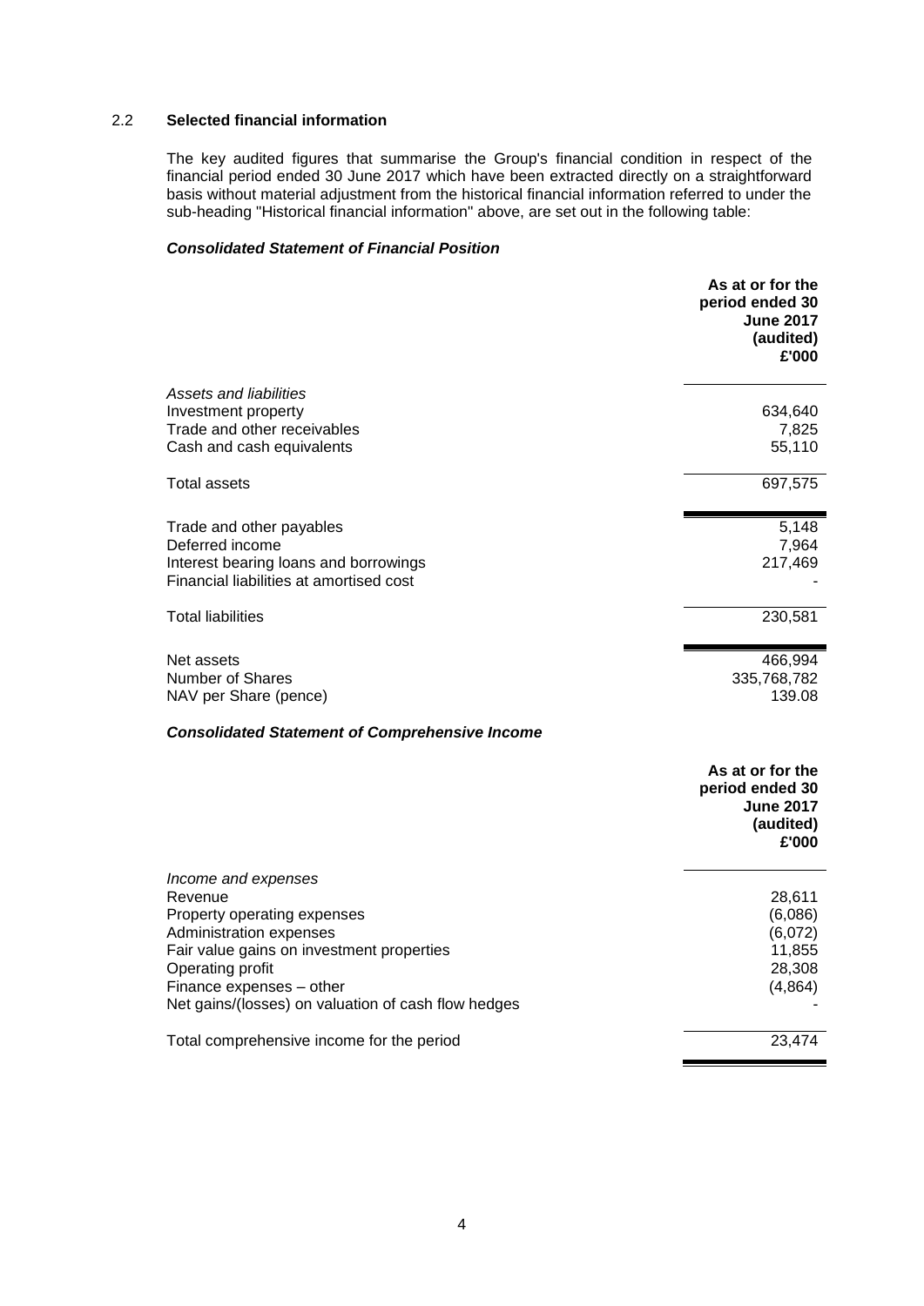## 2.2 Selected financial information

The key audited figures that summarise the Group's financial condition in respect of the financial period ended 30 June 2017 which have been extracted directly on a straightforward basis without material adjustment from the historical financial information referred to under the sub-heading "Historical financial information" above, are set out in the following table:

### *Consolidated Statement of Financial Position*

| | **As at or for the period ended 30 June 2017 (audited) £'000** |
|---|---|
| *Assets and liabilities* | |
| Investment property | 634,640 |
| Trade and other receivables | 7,825 |
| Cash and cash equivalents | 55,110 |
| Total assets | 697,575 |
| Trade and other payables | 5,148 |
| Deferred income | 7,964 |
| Interest bearing loans and borrowings | 217,469 |
| Financial liabilities at amortised cost | - |
| Total liabilities | 230,581 |
| Net assets | 466,994 |
| Number of Shares | 335,768,782 |
| NAV per Share (pence) | 139.08 |

### *Consolidated Statement of Comprehensive Income*

| | **As at or for the period ended 30 June 2017 (audited) £'000** |
|---|---|
| *Income and expenses* | |
| Revenue | 28,611 |
| Property operating expenses | (6,086) |
| Administration expenses | (6,072) |
| Fair value gains on investment properties | 11,855 |
| Operating profit | 28,308 |
| Finance expenses – other | (4,864) |
| Net gains/(losses) on valuation of cash flow hedges | - |
| Total comprehensive income for the period | 23,474 |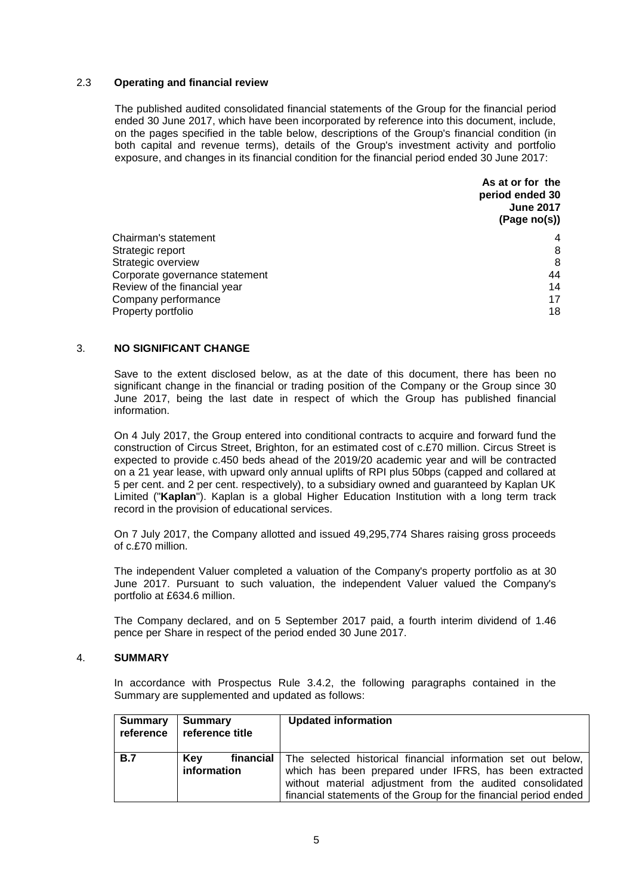### 2.3 **Operating and financial review**

The published audited consolidated financial statements of the Group for the financial period ended 30 June 2017, which have been incorporated by reference into this document, include, on the pages specified in the table below, descriptions of the Group's financial condition (in both capital and revenue terms), details of the Group's investment activity and portfolio exposure, and changes in its financial condition for the financial period ended 30 June 2017:

| | **As at or for the period ended 30 June 2017 (Page no(s))** |
|---|---|
| Chairman's statement | 4 |
| Strategic report | 8 |
| Strategic overview | 8 |
| Corporate governance statement | 44 |
| Review of the financial year | 14 |
| Company performance | 17 |
| Property portfolio | 18 |

## 3. **NO SIGNIFICANT CHANGE**

Save to the extent disclosed below, as at the date of this document, there has been no significant change in the financial or trading position of the Company or the Group since 30 June 2017, being the last date in respect of which the Group has published financial information.

On 4 July 2017, the Group entered into conditional contracts to acquire and forward fund the construction of Circus Street, Brighton, for an estimated cost of c.£70 million. Circus Street is expected to provide c.450 beds ahead of the 2019/20 academic year and will be contracted on a 21 year lease, with upward only annual uplifts of RPI plus 50bps (capped and collared at 5 per cent. and 2 per cent. respectively), to a subsidiary owned and guaranteed by Kaplan UK Limited ("**Kaplan**"). Kaplan is a global Higher Education Institution with a long term track record in the provision of educational services.

On 7 July 2017, the Company allotted and issued 49,295,774 Shares raising gross proceeds of c.£70 million.

The independent Valuer completed a valuation of the Company's property portfolio as at 30 June 2017. Pursuant to such valuation, the independent Valuer valued the Company's portfolio at £634.6 million.

The Company declared, and on 5 September 2017 paid, a fourth interim dividend of 1.46 pence per Share in respect of the period ended 30 June 2017.

## 4. **SUMMARY**

In accordance with Prospectus Rule 3.4.2, the following paragraphs contained in the Summary are supplemented and updated as follows:

| **Summary reference** | **Summary reference title** | **Updated information** |
|---|---|---|
| **B.7** | **Key financial information** | The selected historical financial information set out below, which has been prepared under IFRS, has been extracted without material adjustment from the audited consolidated financial statements of the Group for the financial period ended |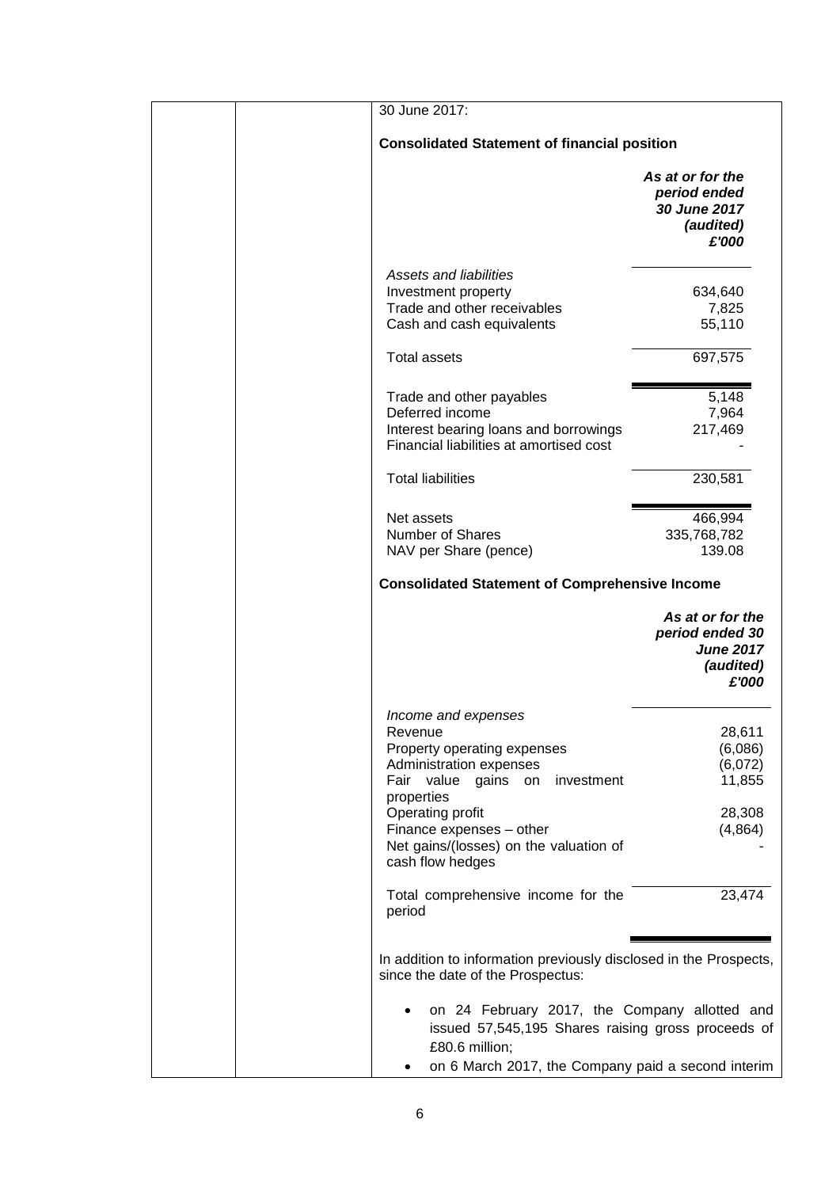30 June 2017:

**Consolidated Statement of financial position**

| | *As at or for the period ended 30 June 2017 (audited) £'000* |
|---|---|
| *Assets and liabilities* | |
| Investment property | 634,640 |
| Trade and other receivables | 7,825 |
| Cash and cash equivalents | 55,110 |
| Total assets | 697,575 |
| Trade and other payables | 5,148 |
| Deferred income | 7,964 |
| Interest bearing loans and borrowings | 217,469 |
| Financial liabilities at amortised cost | - |
| Total liabilities | 230,581 |
| Net assets | 466,994 |
| Number of Shares | 335,768,782 |
| NAV per Share (pence) | 139.08 |

**Consolidated Statement of Comprehensive Income**

| | *As at or for the period ended 30 June 2017 (audited) £'000* |
|---|---|
| *Income and expenses* | |
| Revenue | 28,611 |
| Property operating expenses | (6,086) |
| Administration expenses | (6,072) |
| Fair value gains on investment properties | 11,855 |
| Operating profit | 28,308 |
| Finance expenses – other | (4,864) |
| Net gains/(losses) on the valuation of cash flow hedges | - |
| Total comprehensive income for the period | 23,474 |

In addition to information previously disclosed in the Prospects, since the date of the Prospectus:

- on 24 February 2017, the Company allotted and issued 57,545,195 Shares raising gross proceeds of £80.6 million;
- on 6 March 2017, the Company paid a second interim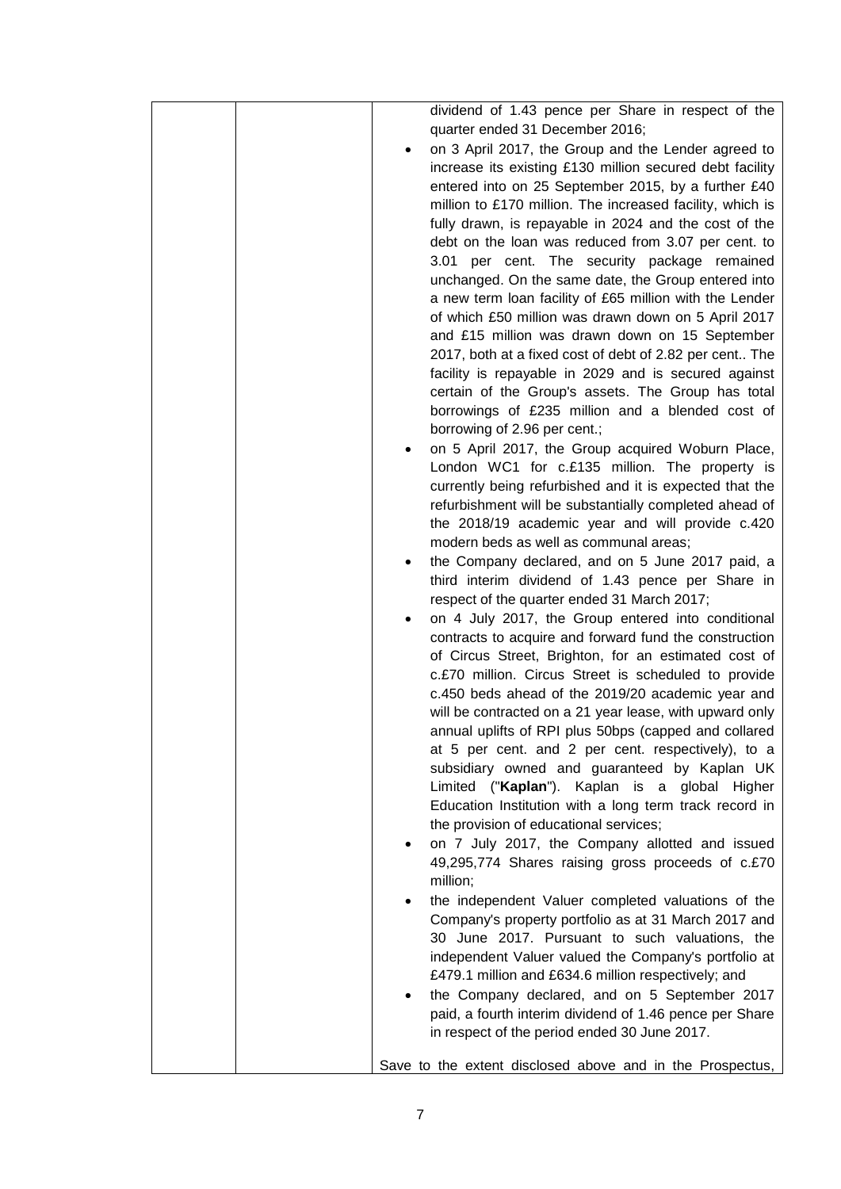| | | dividend of 1.43 pence per Share in respect of the quarter ended 31 December 2016;<br>• on 3 April 2017, the Group and the Lender agreed to increase its existing £130 million secured debt facility entered into on 25 September 2015, by a further £40 million to £170 million. The increased facility, which is fully drawn, is repayable in 2024 and the cost of the debt on the loan was reduced from 3.07 per cent. to 3.01 per cent. The security package remained unchanged. On the same date, the Group entered into a new term loan facility of £65 million with the Lender of which £50 million was drawn down on 5 April 2017 and £15 million was drawn down on 15 September 2017, both at a fixed cost of debt of 2.82 per cent.. The facility is repayable in 2029 and is secured against certain of the Group's assets. The Group has total borrowings of £235 million and a blended cost of borrowing of 2.96 per cent.;<br>• on 5 April 2017, the Group acquired Woburn Place, London WC1 for c.£135 million. The property is currently being refurbished and it is expected that the refurbishment will be substantially completed ahead of the 2018/19 academic year and will provide c.420 modern beds as well as communal areas;<br>• the Company declared, and on 5 June 2017 paid, a third interim dividend of 1.43 pence per Share in respect of the quarter ended 31 March 2017;<br>• on 4 July 2017, the Group entered into conditional contracts to acquire and forward fund the construction of Circus Street, Brighton, for an estimated cost of c.£70 million. Circus Street is scheduled to provide c.450 beds ahead of the 2019/20 academic year and will be contracted on a 21 year lease, with upward only annual uplifts of RPI plus 50bps (capped and collared at 5 per cent. and 2 per cent. respectively), to a subsidiary owned and guaranteed by Kaplan UK Limited ("**Kaplan**"). Kaplan is a global Higher Education Institution with a long term track record in the provision of educational services;<br>• on 7 July 2017, the Company allotted and issued 49,295,774 Shares raising gross proceeds of c.£70 million;<br>• the independent Valuer completed valuations of the Company's property portfolio as at 31 March 2017 and 30 June 2017. Pursuant to such valuations, the independent Valuer valued the Company's portfolio at £479.1 million and £634.6 million respectively; and<br>• the Company declared, and on 5 September 2017 paid, a fourth interim dividend of 1.46 pence per Share in respect of the period ended 30 June 2017.<br><br>Save to the extent disclosed above and in the Prospectus, |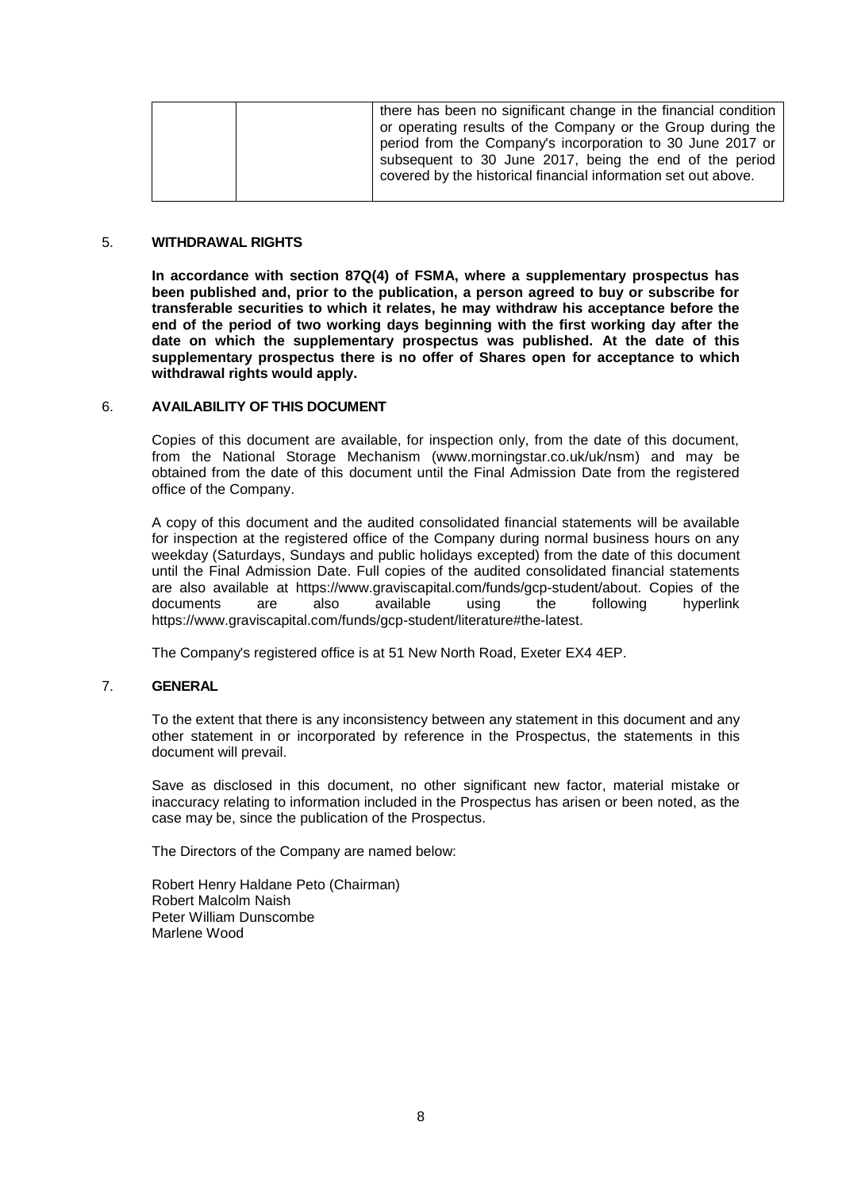| | | |
|---|---|---|
| | | there has been no significant change in the financial condition or operating results of the Company or the Group during the period from the Company's incorporation to 30 June 2017 or subsequent to 30 June 2017, being the end of the period covered by the historical financial information set out above. |

5. **WITHDRAWAL RIGHTS**

**In accordance with section 87Q(4) of FSMA, where a supplementary prospectus has been published and, prior to the publication, a person agreed to buy or subscribe for transferable securities to which it relates, he may withdraw his acceptance before the end of the period of two working days beginning with the first working day after the date on which the supplementary prospectus was published. At the date of this supplementary prospectus there is no offer of Shares open for acceptance to which withdrawal rights would apply.**

6. **AVAILABILITY OF THIS DOCUMENT**

Copies of this document are available, for inspection only, from the date of this document, from the National Storage Mechanism (www.morningstar.co.uk/uk/nsm) and may be obtained from the date of this document until the Final Admission Date from the registered office of the Company.

A copy of this document and the audited consolidated financial statements will be available for inspection at the registered office of the Company during normal business hours on any weekday (Saturdays, Sundays and public holidays excepted) from the date of this document until the Final Admission Date. Full copies of the audited consolidated financial statements are also available at https://www.graviscapital.com/funds/gcp-student/about. Copies of the documents are also available using the following hyperlink https://www.graviscapital.com/funds/gcp-student/literature#the-latest.

The Company's registered office is at 51 New North Road, Exeter EX4 4EP.

7. **GENERAL**

To the extent that there is any inconsistency between any statement in this document and any other statement in or incorporated by reference in the Prospectus, the statements in this document will prevail.

Save as disclosed in this document, no other significant new factor, material mistake or inaccuracy relating to information included in the Prospectus has arisen or been noted, as the case may be, since the publication of the Prospectus.

The Directors of the Company are named below:

Robert Henry Haldane Peto (Chairman)
Robert Malcolm Naish
Peter William Dunscombe
Marlene Wood